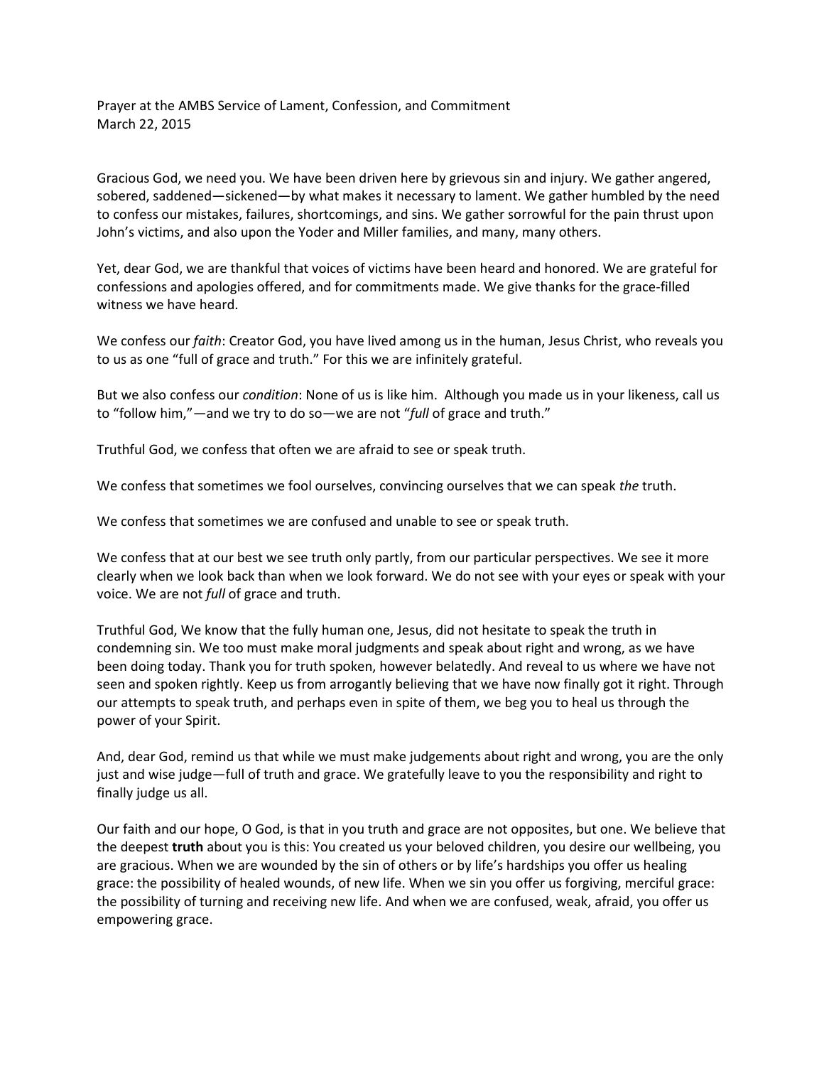Prayer at the AMBS Service of Lament, Confession, and Commitment
March 22, 2015

Gracious God, we need you. We have been driven here by grievous sin and injury. We gather angered, sobered, saddened—sickened—by what makes it necessary to lament. We gather humbled by the need to confess our mistakes, failures, shortcomings, and sins. We gather sorrowful for the pain thrust upon John's victims, and also upon the Yoder and Miller families, and many, many others.

Yet, dear God, we are thankful that voices of victims have been heard and honored. We are grateful for confessions and apologies offered, and for commitments made. We give thanks for the grace-filled witness we have heard.

We confess our *faith*: Creator God, you have lived among us in the human, Jesus Christ, who reveals you to us as one "full of grace and truth." For this we are infinitely grateful.

But we also confess our *condition*: None of us is like him. Although you made us in your likeness, call us to "follow him,"—and we try to do so—we are not "*full* of grace and truth."

Truthful God, we confess that often we are afraid to see or speak truth.

We confess that sometimes we fool ourselves, convincing ourselves that we can speak *the* truth.

We confess that sometimes we are confused and unable to see or speak truth.

We confess that at our best we see truth only partly, from our particular perspectives. We see it more clearly when we look back than when we look forward. We do not see with your eyes or speak with your voice. We are not *full* of grace and truth.

Truthful God, We know that the fully human one, Jesus, did not hesitate to speak the truth in condemning sin. We too must make moral judgments and speak about right and wrong, as we have been doing today. Thank you for truth spoken, however belatedly. And reveal to us where we have not seen and spoken rightly. Keep us from arrogantly believing that we have now finally got it right. Through our attempts to speak truth, and perhaps even in spite of them, we beg you to heal us through the power of your Spirit.

And, dear God, remind us that while we must make judgements about right and wrong, you are the only just and wise judge—full of truth and grace. We gratefully leave to you the responsibility and right to finally judge us all.

Our faith and our hope, O God, is that in you truth and grace are not opposites, but one. We believe that the deepest **truth** about you is this: You created us your beloved children, you desire our wellbeing, you are gracious. When we are wounded by the sin of others or by life's hardships you offer us healing grace: the possibility of healed wounds, of new life. When we sin you offer us forgiving, merciful grace: the possibility of turning and receiving new life. And when we are confused, weak, afraid, you offer us empowering grace.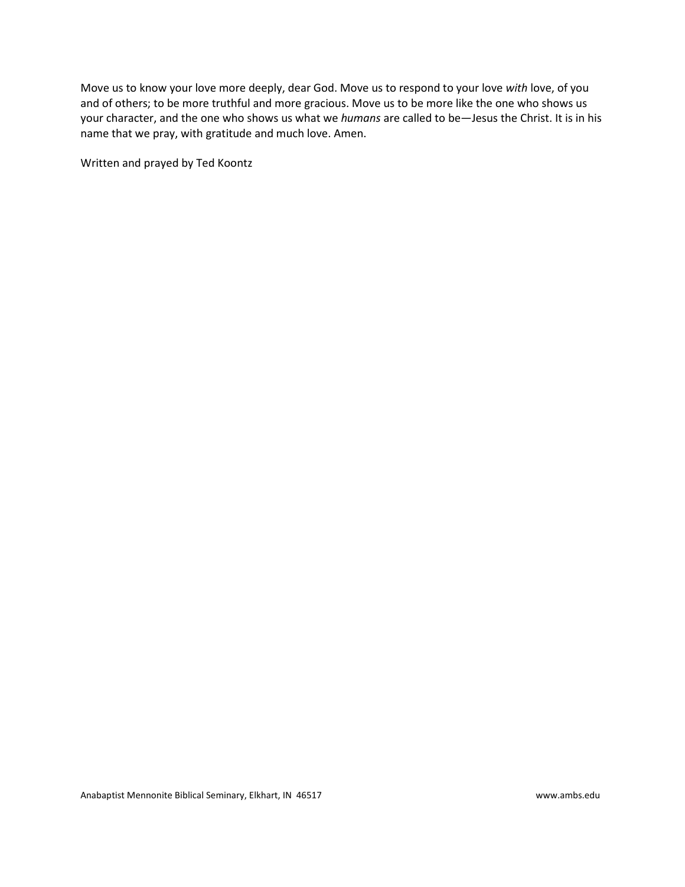Move us to know your love more deeply, dear God. Move us to respond to your love *with* love, of you and of others; to be more truthful and more gracious. Move us to be more like the one who shows us your character, and the one who shows us what we *humans* are called to be—Jesus the Christ. It is in his name that we pray, with gratitude and much love. Amen.

Written and prayed by Ted Koontz